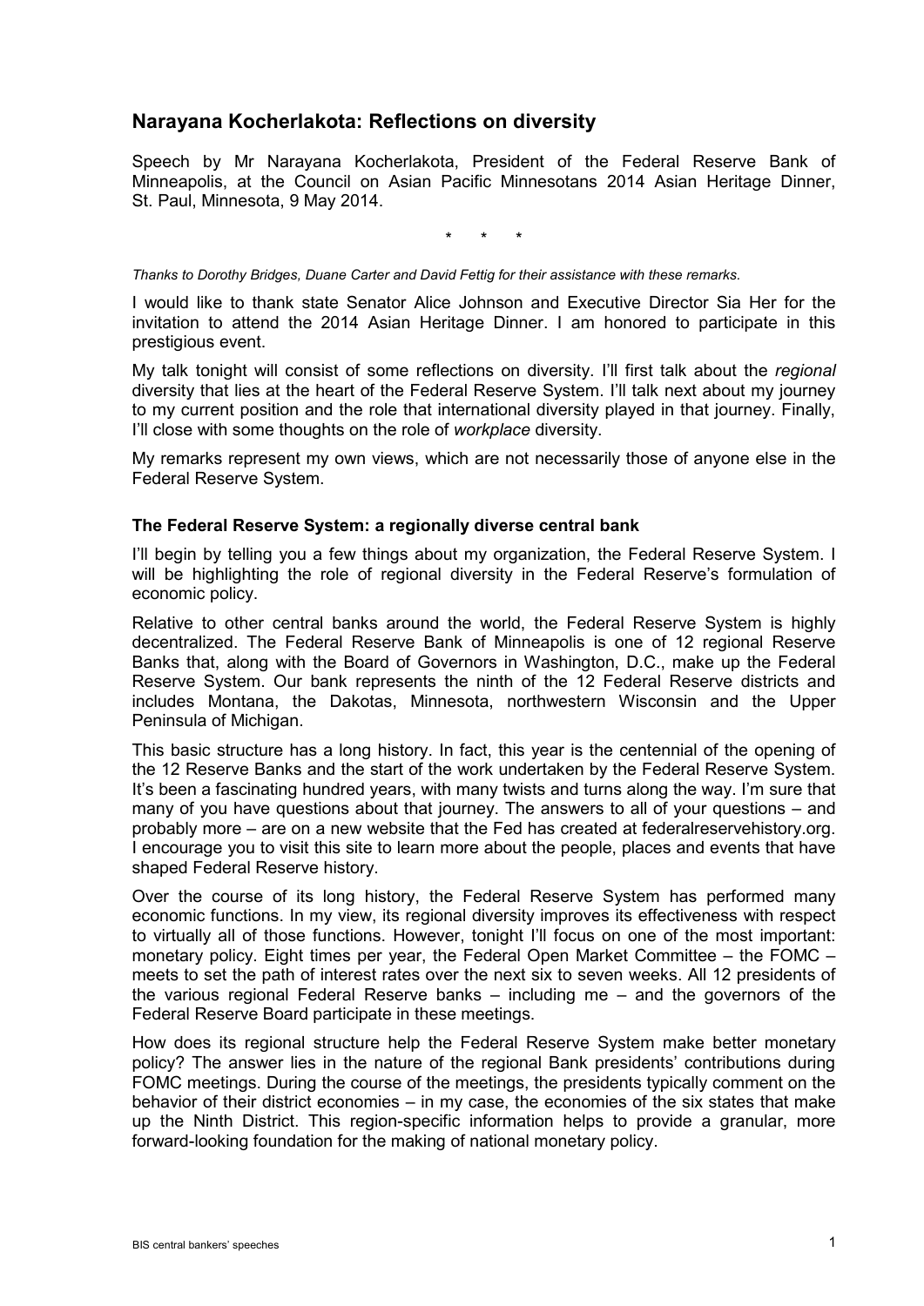## Narayana Kocherlakota: Reflections on diversity

Speech by Mr Narayana Kocherlakota, President of the Federal Reserve Bank of Minneapolis, at the Council on Asian Pacific Minnesotans 2014 Asian Heritage Dinner, St. Paul, Minnesota, 9 May 2014.

\* \* \*

*Thanks to Dorothy Bridges, Duane Carter and David Fettig for their assistance with these remarks.*

I would like to thank state Senator Alice Johnson and Executive Director Sia Her for the invitation to attend the 2014 Asian Heritage Dinner. I am honored to participate in this prestigious event.

My talk tonight will consist of some reflections on diversity. I'll first talk about the *regional* diversity that lies at the heart of the Federal Reserve System. I'll talk next about my journey to my current position and the role that international diversity played in that journey. Finally, I'll close with some thoughts on the role of *workplace* diversity.

My remarks represent my own views, which are not necessarily those of anyone else in the Federal Reserve System.

### The Federal Reserve System: a regionally diverse central bank

I'll begin by telling you a few things about my organization, the Federal Reserve System. I will be highlighting the role of regional diversity in the Federal Reserve's formulation of economic policy.

Relative to other central banks around the world, the Federal Reserve System is highly decentralized. The Federal Reserve Bank of Minneapolis is one of 12 regional Reserve Banks that, along with the Board of Governors in Washington, D.C., make up the Federal Reserve System. Our bank represents the ninth of the 12 Federal Reserve districts and includes Montana, the Dakotas, Minnesota, northwestern Wisconsin and the Upper Peninsula of Michigan.

This basic structure has a long history. In fact, this year is the centennial of the opening of the 12 Reserve Banks and the start of the work undertaken by the Federal Reserve System. It's been a fascinating hundred years, with many twists and turns along the way. I'm sure that many of you have questions about that journey. The answers to all of your questions – and probably more – are on a new website that the Fed has created at federalreservehistory.org. I encourage you to visit this site to learn more about the people, places and events that have shaped Federal Reserve history.

Over the course of its long history, the Federal Reserve System has performed many economic functions. In my view, its regional diversity improves its effectiveness with respect to virtually all of those functions. However, tonight I'll focus on one of the most important: monetary policy. Eight times per year, the Federal Open Market Committee – the FOMC – meets to set the path of interest rates over the next six to seven weeks. All 12 presidents of the various regional Federal Reserve banks – including me – and the governors of the Federal Reserve Board participate in these meetings.

How does its regional structure help the Federal Reserve System make better monetary policy? The answer lies in the nature of the regional Bank presidents' contributions during FOMC meetings. During the course of the meetings, the presidents typically comment on the behavior of their district economies – in my case, the economies of the six states that make up the Ninth District. This region-specific information helps to provide a granular, more forward-looking foundation for the making of national monetary policy.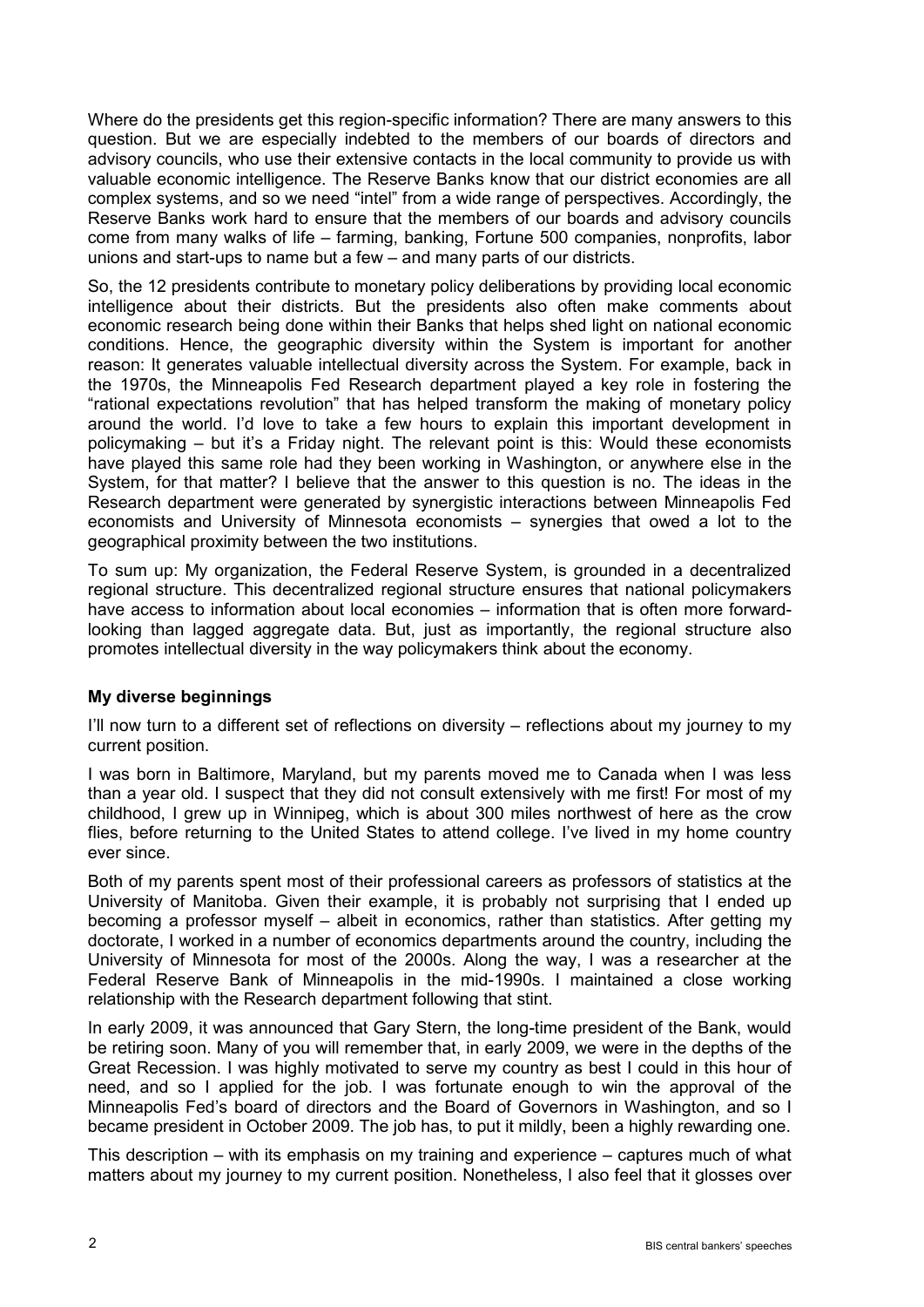Where do the presidents get this region-specific information? There are many answers to this question. But we are especially indebted to the members of our boards of directors and advisory councils, who use their extensive contacts in the local community to provide us with valuable economic intelligence. The Reserve Banks know that our district economies are all complex systems, and so we need "intel" from a wide range of perspectives. Accordingly, the Reserve Banks work hard to ensure that the members of our boards and advisory councils come from many walks of life – farming, banking, Fortune 500 companies, nonprofits, labor unions and start-ups to name but a few – and many parts of our districts.

So, the 12 presidents contribute to monetary policy deliberations by providing local economic intelligence about their districts. But the presidents also often make comments about economic research being done within their Banks that helps shed light on national economic conditions. Hence, the geographic diversity within the System is important for another reason: It generates valuable intellectual diversity across the System. For example, back in the 1970s, the Minneapolis Fed Research department played a key role in fostering the "rational expectations revolution" that has helped transform the making of monetary policy around the world. I'd love to take a few hours to explain this important development in policymaking – but it's a Friday night. The relevant point is this: Would these economists have played this same role had they been working in Washington, or anywhere else in the System, for that matter? I believe that the answer to this question is no. The ideas in the Research department were generated by synergistic interactions between Minneapolis Fed economists and University of Minnesota economists – synergies that owed a lot to the geographical proximity between the two institutions.

To sum up: My organization, the Federal Reserve System, is grounded in a decentralized regional structure. This decentralized regional structure ensures that national policymakers have access to information about local economies – information that is often more forward-looking than lagged aggregate data. But, just as importantly, the regional structure also promotes intellectual diversity in the way policymakers think about the economy.

### My diverse beginnings

I'll now turn to a different set of reflections on diversity – reflections about my journey to my current position.

I was born in Baltimore, Maryland, but my parents moved me to Canada when I was less than a year old. I suspect that they did not consult extensively with me first! For most of my childhood, I grew up in Winnipeg, which is about 300 miles northwest of here as the crow flies, before returning to the United States to attend college. I've lived in my home country ever since.

Both of my parents spent most of their professional careers as professors of statistics at the University of Manitoba. Given their example, it is probably not surprising that I ended up becoming a professor myself – albeit in economics, rather than statistics. After getting my doctorate, I worked in a number of economics departments around the country, including the University of Minnesota for most of the 2000s. Along the way, I was a researcher at the Federal Reserve Bank of Minneapolis in the mid-1990s. I maintained a close working relationship with the Research department following that stint.

In early 2009, it was announced that Gary Stern, the long-time president of the Bank, would be retiring soon. Many of you will remember that, in early 2009, we were in the depths of the Great Recession. I was highly motivated to serve my country as best I could in this hour of need, and so I applied for the job. I was fortunate enough to win the approval of the Minneapolis Fed's board of directors and the Board of Governors in Washington, and so I became president in October 2009. The job has, to put it mildly, been a highly rewarding one.

This description – with its emphasis on my training and experience – captures much of what matters about my journey to my current position. Nonetheless, I also feel that it glosses over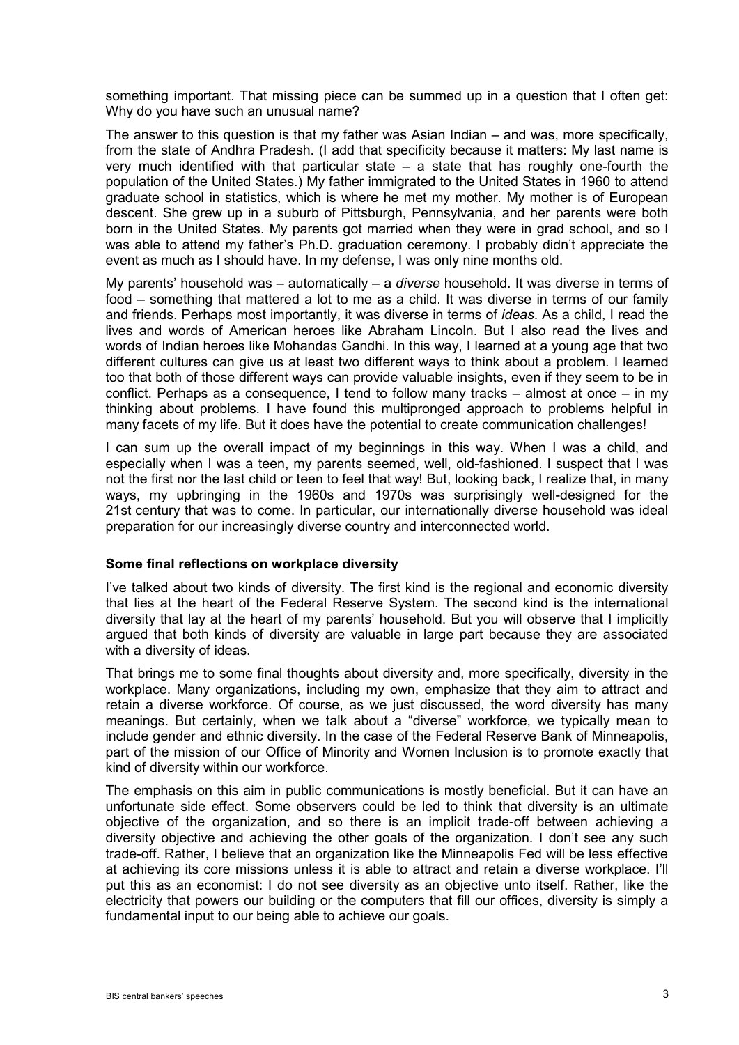something important. That missing piece can be summed up in a question that I often get: Why do you have such an unusual name?

The answer to this question is that my father was Asian Indian – and was, more specifically, from the state of Andhra Pradesh. (I add that specificity because it matters: My last name is very much identified with that particular state – a state that has roughly one-fourth the population of the United States.) My father immigrated to the United States in 1960 to attend graduate school in statistics, which is where he met my mother. My mother is of European descent. She grew up in a suburb of Pittsburgh, Pennsylvania, and her parents were both born in the United States. My parents got married when they were in grad school, and so I was able to attend my father's Ph.D. graduation ceremony. I probably didn't appreciate the event as much as I should have. In my defense, I was only nine months old.

My parents' household was – automatically – a *diverse* household. It was diverse in terms of food – something that mattered a lot to me as a child. It was diverse in terms of our family and friends. Perhaps most importantly, it was diverse in terms of *ideas*. As a child, I read the lives and words of American heroes like Abraham Lincoln. But I also read the lives and words of Indian heroes like Mohandas Gandhi. In this way, I learned at a young age that two different cultures can give us at least two different ways to think about a problem. I learned too that both of those different ways can provide valuable insights, even if they seem to be in conflict. Perhaps as a consequence, I tend to follow many tracks – almost at once – in my thinking about problems. I have found this multipronged approach to problems helpful in many facets of my life. But it does have the potential to create communication challenges!

I can sum up the overall impact of my beginnings in this way. When I was a child, and especially when I was a teen, my parents seemed, well, old-fashioned. I suspect that I was not the first nor the last child or teen to feel that way! But, looking back, I realize that, in many ways, my upbringing in the 1960s and 1970s was surprisingly well-designed for the 21st century that was to come. In particular, our internationally diverse household was ideal preparation for our increasingly diverse country and interconnected world.

### Some final reflections on workplace diversity

I've talked about two kinds of diversity. The first kind is the regional and economic diversity that lies at the heart of the Federal Reserve System. The second kind is the international diversity that lay at the heart of my parents' household. But you will observe that I implicitly argued that both kinds of diversity are valuable in large part because they are associated with a diversity of ideas.

That brings me to some final thoughts about diversity and, more specifically, diversity in the workplace. Many organizations, including my own, emphasize that they aim to attract and retain a diverse workforce. Of course, as we just discussed, the word diversity has many meanings. But certainly, when we talk about a "diverse" workforce, we typically mean to include gender and ethnic diversity. In the case of the Federal Reserve Bank of Minneapolis, part of the mission of our Office of Minority and Women Inclusion is to promote exactly that kind of diversity within our workforce.

The emphasis on this aim in public communications is mostly beneficial. But it can have an unfortunate side effect. Some observers could be led to think that diversity is an ultimate objective of the organization, and so there is an implicit trade-off between achieving a diversity objective and achieving the other goals of the organization. I don't see any such trade-off. Rather, I believe that an organization like the Minneapolis Fed will be less effective at achieving its core missions unless it is able to attract and retain a diverse workplace. I'll put this as an economist: I do not see diversity as an objective unto itself. Rather, like the electricity that powers our building or the computers that fill our offices, diversity is simply a fundamental input to our being able to achieve our goals.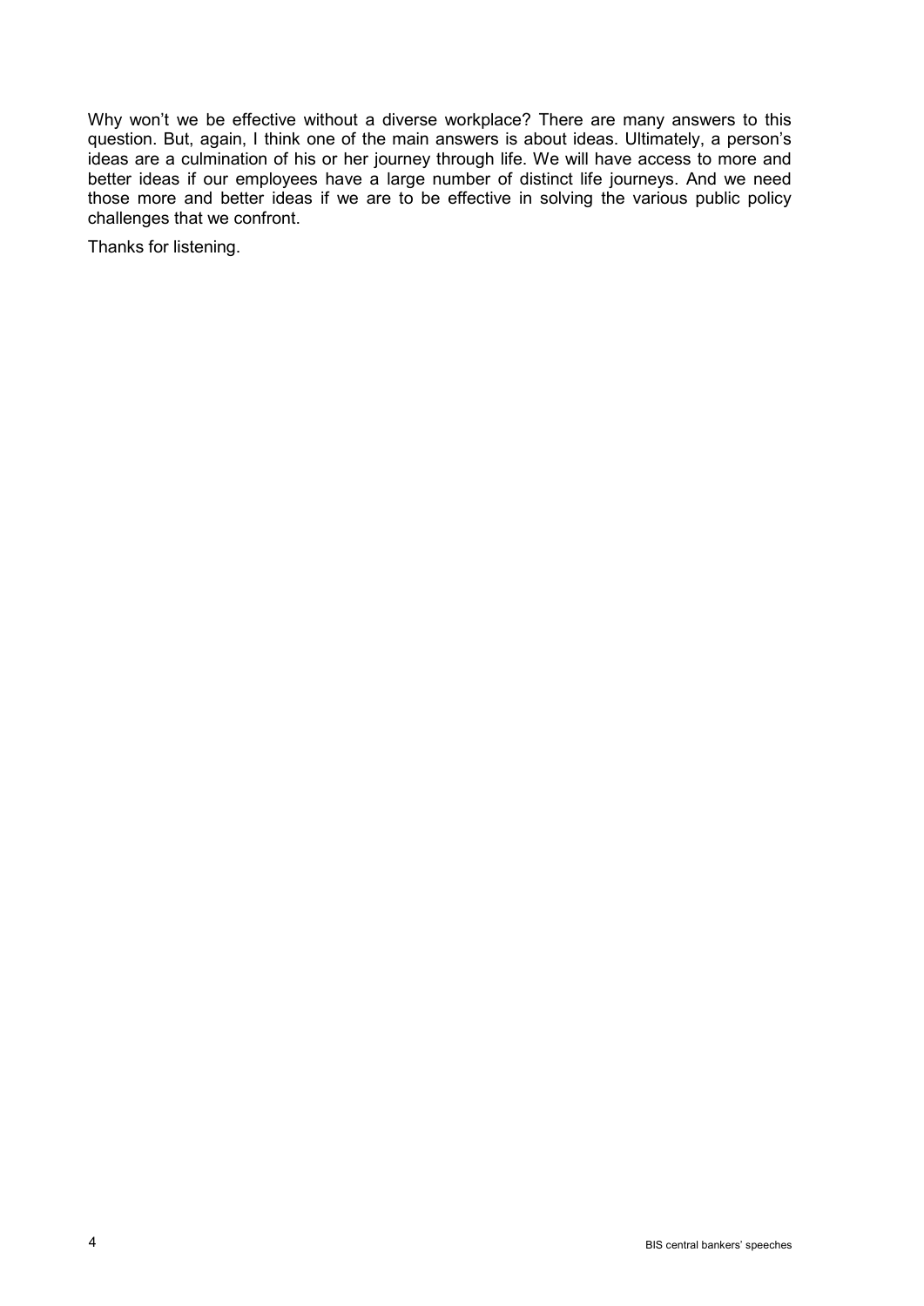Why won't we be effective without a diverse workplace? There are many answers to this question. But, again, I think one of the main answers is about ideas. Ultimately, a person's ideas are a culmination of his or her journey through life. We will have access to more and better ideas if our employees have a large number of distinct life journeys. And we need those more and better ideas if we are to be effective in solving the various public policy challenges that we confront.

Thanks for listening.